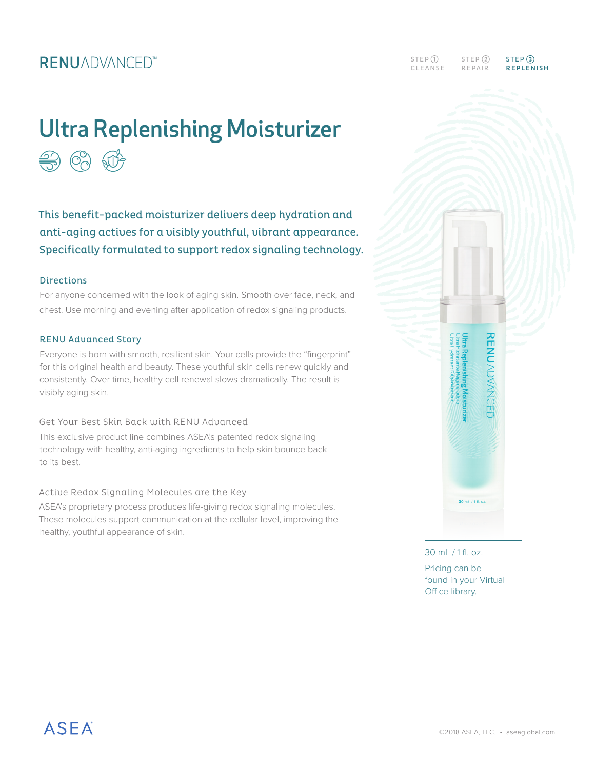RENUADVANCED™

STEP ① CLEANSE | STEP ② REPAIR | **STEP ③ REPLENISH**

# Ultra Replenishing Moisturizer

## This benefit-packed moisturizer delivers deep hydration and anti-aging actives for a visibly youthful, vibrant appearance. Specifically formulated to support redox signaling technology.

### Directions

For anyone concerned with the look of aging skin. Smooth over face, neck, and chest. Use morning and evening after application of redox signaling products.

### RENU Advanced Story

Everyone is born with smooth, resilient skin. Your cells provide the "fingerprint" for this original health and beauty. These youthful skin cells renew quickly and consistently. Over time, healthy cell renewal slows dramatically. The result is visibly aging skin.

### Get Your Best Skin Back with RENU Advanced

This exclusive product line combines ASEA's patented redox signaling technology with healthy, anti-aging ingredients to help skin bounce back to its best.

### Active Redox Signaling Molecules are the Key

ASEA's proprietary process produces life-giving redox signaling molecules. These molecules support communication at the cellular level, improving the healthy, youthful appearance of skin.

30 mL / 1 fl. oz.

Pricing can be found in your Virtual Office library.

ASEA

©2018 ASEA, LLC. • aseaglobal.com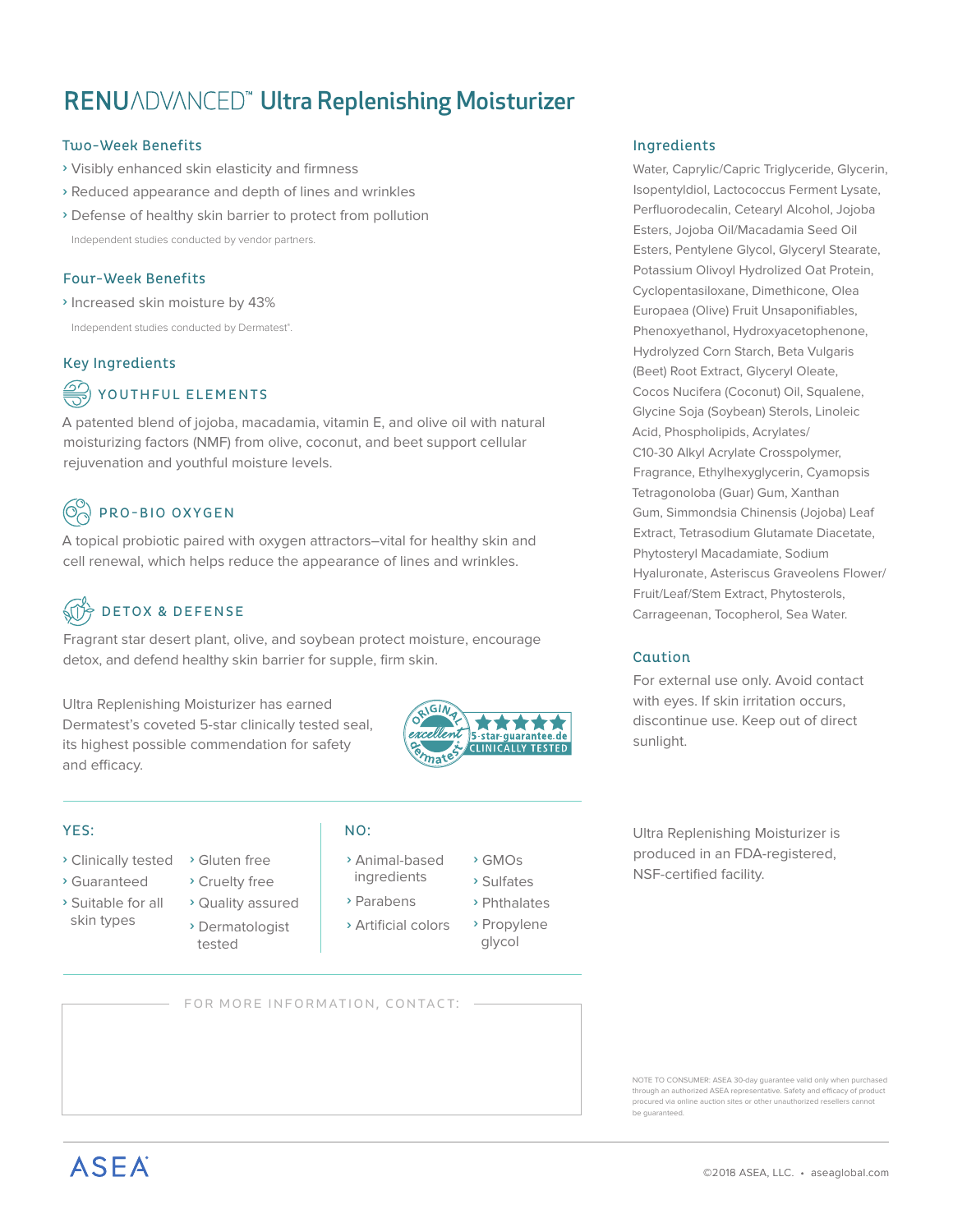# RENUADVANCED™ Ultra Replenishing Moisturizer

## Two-Week Benefits

- Visibly enhanced skin elasticity and firmness
- Reduced appearance and depth of lines and wrinkles
- Defense of healthy skin barrier to protect from pollution

Independent studies conducted by vendor partners.

## Four-Week Benefits

- Increased skin moisture by 43%

Independent studies conducted by Dermatest®.

## Key Ingredients

### YOUTHFUL ELEMENTS

A patented blend of jojoba, macadamia, vitamin E, and olive oil with natural moisturizing factors (NMF) from olive, coconut, and beet support cellular rejuvenation and youthful moisture levels.

### PRO-BIO OXYGEN

A topical probiotic paired with oxygen attractors–vital for healthy skin and cell renewal, which helps reduce the appearance of lines and wrinkles.

### DETOX & DEFENSE

Fragrant star desert plant, olive, and soybean protect moisture, encourage detox, and defend healthy skin barrier for supple, firm skin.

Ultra Replenishing Moisturizer has earned Dermatest's coveted 5-star clinically tested seal, its highest possible commendation for safety and efficacy.

ORIGINAL excellent dermatest 5-star-guarantee.de CLINICALLY TESTED

## YES:

- Clinically tested
- Guaranteed
- Suitable for all skin types
- Gluten free
- Cruelty free
- Quality assured
- Dermatologist tested

## NO:

- Animal-based ingredients
- Parabens
- Artificial colors
- GMOs
- Sulfates
- Phthalates
- Propylene glycol

FOR MORE INFORMATION, CONTACT:

## Ingredients

Water, Caprylic/Capric Triglyceride, Glycerin, Isopentyldiol, Lactococcus Ferment Lysate, Perfluorodecalin, Cetearyl Alcohol, Jojoba Esters, Jojoba Oil/Macadamia Seed Oil Esters, Pentylene Glycol, Glyceryl Stearate, Potassium Olivoyl Hydrolized Oat Protein, Cyclopentasiloxane, Dimethicone, Olea Europaea (Olive) Fruit Unsaponifiables, Phenoxyethanol, Hydroxyacetophenone, Hydrolyzed Corn Starch, Beta Vulgaris (Beet) Root Extract, Glyceryl Oleate, Cocos Nucifera (Coconut) Oil, Squalene, Glycine Soja (Soybean) Sterols, Linoleic Acid, Phospholipids, Acrylates/ C10-30 Alkyl Acrylate Crosspolymer, Fragrance, Ethylhexylglycerin, Cyamopsis Tetragonoloba (Guar) Gum, Xanthan Gum, Simmondsia Chinensis (Jojoba) Leaf Extract, Tetrasodium Glutamate Diacetate, Phytosteryl Macadamiate, Sodium Hyaluronate, Asteriscus Graveolens Flower/ Fruit/Leaf/Stem Extract, Phytosterols, Carrageenan, Tocopherol, Sea Water.

## Caution

For external use only. Avoid contact with eyes. If skin irritation occurs, discontinue use. Keep out of direct sunlight.

Ultra Replenishing Moisturizer is produced in an FDA-registered, NSF-certified facility.

NOTE TO CONSUMER: ASEA 30-day guarantee valid only when purchased through an authorized ASEA representative. Safety and efficacy of product procured via online auction sites or other unauthorized resellers cannot be guaranteed.

ASEA

©2018 ASEA, LLC. • aseaglobal.com